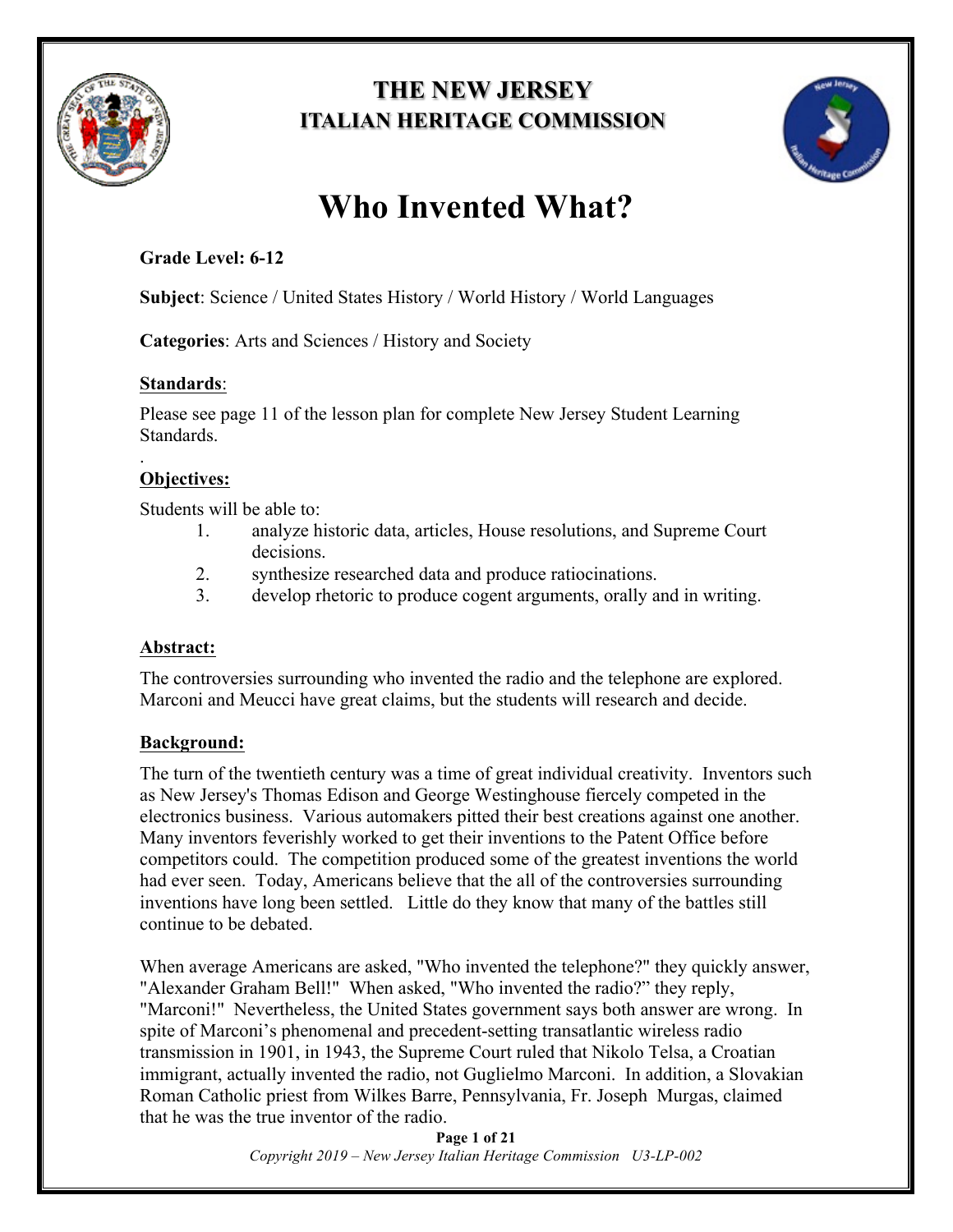# THE NEW JERSEY ITALIAN HERITAGE COMMISSION

# Who Invented What?

**Grade Level: 6-12**

**Subject**: Science / United States History / World History / World Languages

**Categories**: Arts and Sciences / History and Society

**Standards**:

Please see page 11 of the lesson plan for complete New Jersey Student Learning Standards.

.

**Objectives:**

Students will be able to:

1. analyze historic data, articles, House resolutions, and Supreme Court decisions.
2. synthesize researched data and produce ratiocinations.
3. develop rhetoric to produce cogent arguments, orally and in writing.

**Abstract:**

The controversies surrounding who invented the radio and the telephone are explored. Marconi and Meucci have great claims, but the students will research and decide.

**Background:**

The turn of the twentieth century was a time of great individual creativity. Inventors such as New Jersey's Thomas Edison and George Westinghouse fiercely competed in the electronics business. Various automakers pitted their best creations against one another. Many inventors feverishly worked to get their inventions to the Patent Office before competitors could. The competition produced some of the greatest inventions the world had ever seen. Today, Americans believe that the all of the controversies surrounding inventions have long been settled. Little do they know that many of the battles still continue to be debated.

When average Americans are asked, "Who invented the telephone?" they quickly answer, "Alexander Graham Bell!" When asked, "Who invented the radio?" they reply, "Marconi!" Nevertheless, the United States government says both answer are wrong. In spite of Marconi's phenomenal and precedent-setting transatlantic wireless radio transmission in 1901, in 1943, the Supreme Court ruled that Nikolo Telsa, a Croatian immigrant, actually invented the radio, not Guglielmo Marconi. In addition, a Slovakian Roman Catholic priest from Wilkes Barre, Pennsylvania, Fr. Joseph Murgas, claimed that he was the true inventor of the radio.

*Copyright 2019 – New Jersey Italian Heritage Commission U3-LP-002*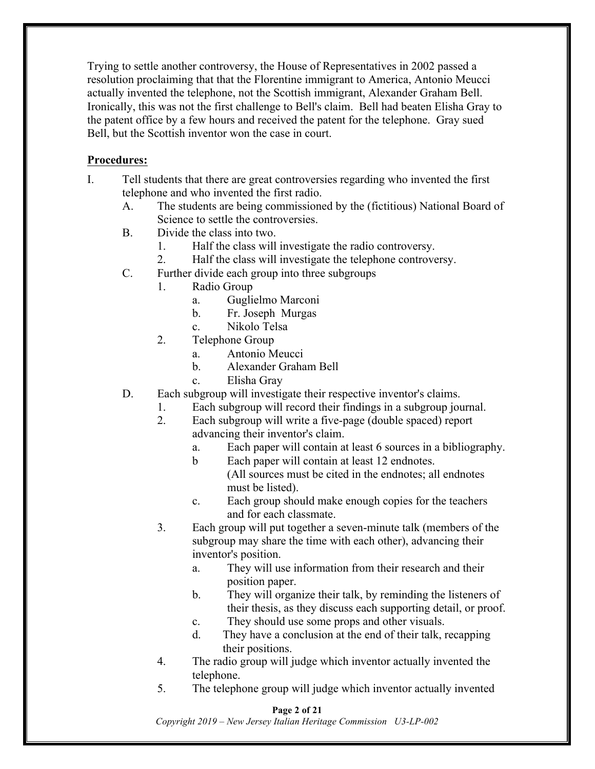Trying to settle another controversy, the House of Representatives in 2002 passed a resolution proclaiming that that the Florentine immigrant to America, Antonio Meucci actually invented the telephone, not the Scottish immigrant, Alexander Graham Bell. Ironically, this was not the first challenge to Bell's claim. Bell had beaten Elisha Gray to the patent office by a few hours and received the patent for the telephone. Gray sued Bell, but the Scottish inventor won the case in court.

**Procedures:**

I. Tell students that there are great controversies regarding who invented the first telephone and who invented the first radio.
   - A. The students are being commissioned by the (fictitious) National Board of Science to settle the controversies.
   - B. Divide the class into two.
     1. Half the class will investigate the radio controversy.
     2. Half the class will investigate the telephone controversy.
   - C. Further divide each group into three subgroups
     1. Radio Group
        - a. Guglielmo Marconi
        - b. Fr. Joseph Murgas
        - c. Nikolo Telsa
     2. Telephone Group
        - a. Antonio Meucci
        - b. Alexander Graham Bell
        - c. Elisha Gray
   - D. Each subgroup will investigate their respective inventor's claims.
     1. Each subgroup will record their findings in a subgroup journal.
     2. Each subgroup will write a five-page (double spaced) report advancing their inventor's claim.
        - a. Each paper will contain at least 6 sources in a bibliography.
        - b Each paper will contain at least 12 endnotes. (All sources must be cited in the endnotes; all endnotes must be listed).
        - c. Each group should make enough copies for the teachers and for each classmate.
     3. Each group will put together a seven-minute talk (members of the subgroup may share the time with each other), advancing their inventor's position.
        - a. They will use information from their research and their position paper.
        - b. They will organize their talk, by reminding the listeners of their thesis, as they discuss each supporting detail, or proof.
        - c. They should use some props and other visuals.
        - d. They have a conclusion at the end of their talk, recapping their positions.
     4. The radio group will judge which inventor actually invented the telephone.
     5. The telephone group will judge which inventor actually invented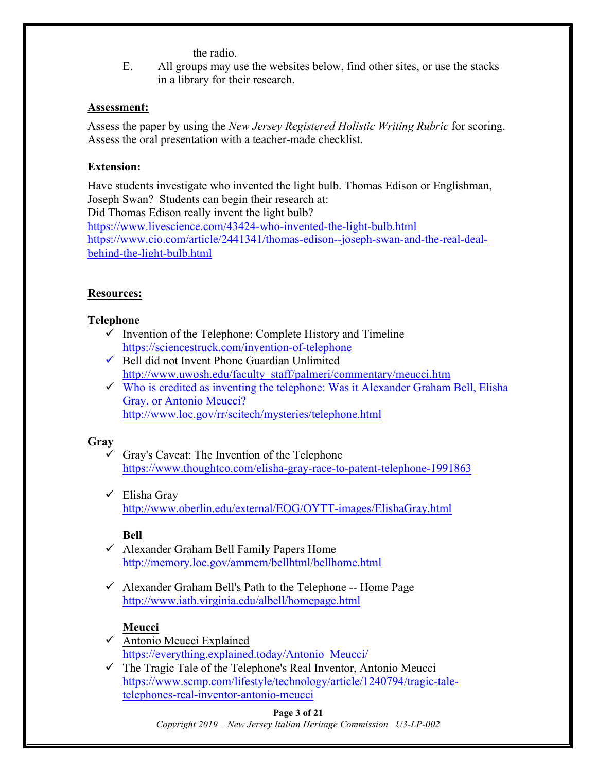the radio.

E. All groups may use the websites below, find other sites, or use the stacks in a library for their research.

**Assessment:**

Assess the paper by using the *New Jersey Registered Holistic Writing Rubric* for scoring. Assess the oral presentation with a teacher-made checklist.

**Extension:**

Have students investigate who invented the light bulb. Thomas Edison or Englishman, Joseph Swan? Students can begin their research at:
Did Thomas Edison really invent the light bulb?
https://www.livescience.com/43424-who-invented-the-light-bulb.html
https://www.cio.com/article/2441341/thomas-edison--joseph-swan-and-the-real-deal-behind-the-light-bulb.html

**Resources:**

**Telephone**

- ✓ Invention of the Telephone: Complete History and Timeline
  https://sciencestruck.com/invention-of-telephone
- ✓ Bell did not Invent Phone Guardian Unlimited
  http://www.uwosh.edu/faculty_staff/palmeri/commentary/meucci.htm
- ✓ Who is credited as inventing the telephone: Was it Alexander Graham Bell, Elisha Gray, or Antonio Meucci?
  http://www.loc.gov/rr/scitech/mysteries/telephone.html

**Gray**

- ✓ Gray's Caveat: The Invention of the Telephone
  https://www.thoughtco.com/elisha-gray-race-to-patent-telephone-1991863
- ✓ Elisha Gray
  http://www.oberlin.edu/external/EOG/OYTT-images/ElishaGray.html

**Bell**

- ✓ Alexander Graham Bell Family Papers Home
  http://memory.loc.gov/ammem/bellhtml/bellhome.html
- ✓ Alexander Graham Bell's Path to the Telephone -- Home Page
  http://www.iath.virginia.edu/albell/homepage.html

**Meucci**

- ✓ Antonio Meucci Explained
  https://everything.explained.today/Antonio_Meucci/
- ✓ The Tragic Tale of the Telephone's Real Inventor, Antonio Meucci
  https://www.scmp.com/lifestyle/technology/article/1240794/tragic-tale-telephones-real-inventor-antonio-meucci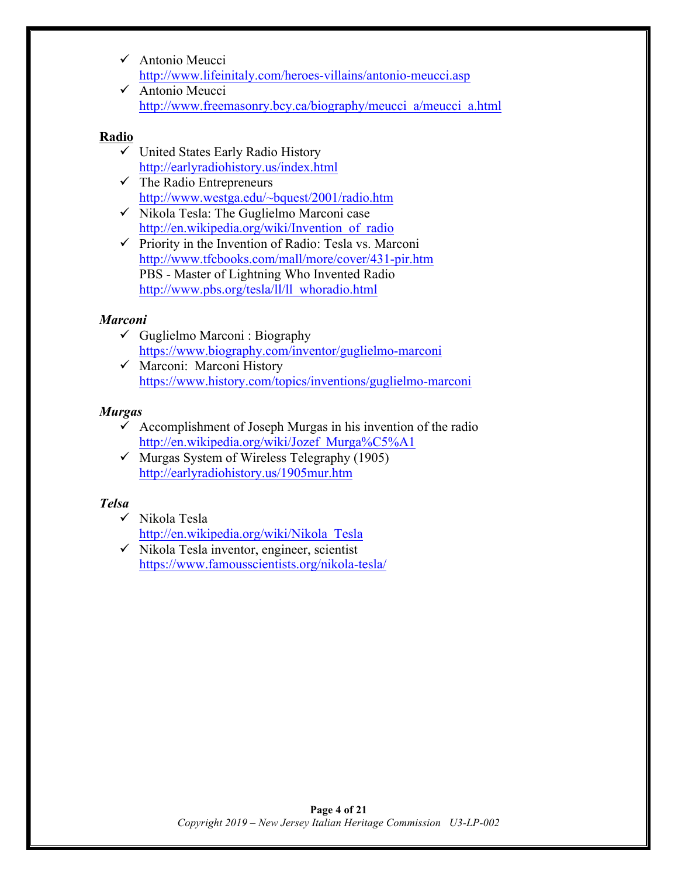- ✓ Antonio Meucci
  http://www.lifeinitaly.com/heroes-villains/antonio-meucci.asp
- ✓ Antonio Meucci
  http://www.freemasonry.bcy.ca/biography/meucci_a/meucci_a.html

**Radio**

- ✓ United States Early Radio History
  http://earlyradiohistory.us/index.html
- ✓ The Radio Entrepreneurs
  http://www.westga.edu/~bquest/2001/radio.htm
- ✓ Nikola Tesla: The Guglielmo Marconi case
  http://en.wikipedia.org/wiki/Invention_of_radio
- ✓ Priority in the Invention of Radio: Tesla vs. Marconi
  http://www.tfcbooks.com/mall/more/cover/431-pir.htm
  PBS - Master of Lightning Who Invented Radio
  http://www.pbs.org/tesla/ll/ll_whoradio.html

***Marconi***

- ✓ Guglielmo Marconi : Biography
  https://www.biography.com/inventor/guglielmo-marconi
- ✓ Marconi: Marconi History
  https://www.history.com/topics/inventions/guglielmo-marconi

***Murgas***

- ✓ Accomplishment of Joseph Murgas in his invention of the radio
  http://en.wikipedia.org/wiki/Jozef_Murga%C5%A1
- ✓ Murgas System of Wireless Telegraphy (1905)
  http://earlyradiohistory.us/1905mur.htm

***Telsa***

- ✓ Nikola Tesla
  http://en.wikipedia.org/wiki/Nikola_Tesla
- ✓ Nikola Tesla inventor, engineer, scientist
  https://www.famousscientists.org/nikola-tesla/

*Copyright 2019 – New Jersey Italian Heritage Commission U3-LP-002*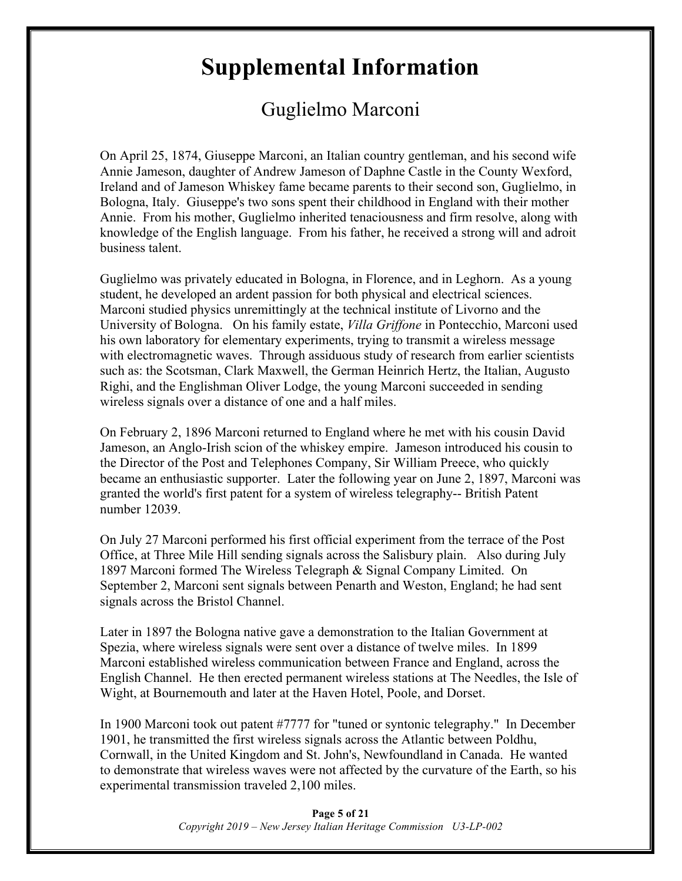# Supplemental Information

## Guglielmo Marconi

On April 25, 1874, Giuseppe Marconi, an Italian country gentleman, and his second wife Annie Jameson, daughter of Andrew Jameson of Daphne Castle in the County Wexford, Ireland and of Jameson Whiskey fame became parents to their second son, Guglielmo, in Bologna, Italy. Giuseppe's two sons spent their childhood in England with their mother Annie. From his mother, Guglielmo inherited tenaciousness and firm resolve, along with knowledge of the English language. From his father, he received a strong will and adroit business talent.

Guglielmo was privately educated in Bologna, in Florence, and in Leghorn. As a young student, he developed an ardent passion for both physical and electrical sciences. Marconi studied physics unremittingly at the technical institute of Livorno and the University of Bologna. On his family estate, *Villa Griffone* in Pontecchio, Marconi used his own laboratory for elementary experiments, trying to transmit a wireless message with electromagnetic waves. Through assiduous study of research from earlier scientists such as: the Scotsman, Clark Maxwell, the German Heinrich Hertz, the Italian, Augusto Righi, and the Englishman Oliver Lodge, the young Marconi succeeded in sending wireless signals over a distance of one and a half miles.

On February 2, 1896 Marconi returned to England where he met with his cousin David Jameson, an Anglo-Irish scion of the whiskey empire. Jameson introduced his cousin to the Director of the Post and Telephones Company, Sir William Preece, who quickly became an enthusiastic supporter. Later the following year on June 2, 1897, Marconi was granted the world's first patent for a system of wireless telegraphy-- British Patent number 12039.

On July 27 Marconi performed his first official experiment from the terrace of the Post Office, at Three Mile Hill sending signals across the Salisbury plain. Also during July 1897 Marconi formed The Wireless Telegraph & Signal Company Limited. On September 2, Marconi sent signals between Penarth and Weston, England; he had sent signals across the Bristol Channel.

Later in 1897 the Bologna native gave a demonstration to the Italian Government at Spezia, where wireless signals were sent over a distance of twelve miles. In 1899 Marconi established wireless communication between France and England, across the English Channel. He then erected permanent wireless stations at The Needles, the Isle of Wight, at Bournemouth and later at the Haven Hotel, Poole, and Dorset.

In 1900 Marconi took out patent #7777 for "tuned or syntonic telegraphy." In December 1901, he transmitted the first wireless signals across the Atlantic between Poldhu, Cornwall, in the United Kingdom and St. John's, Newfoundland in Canada. He wanted to demonstrate that wireless waves were not affected by the curvature of the Earth, so his experimental transmission traveled 2,100 miles.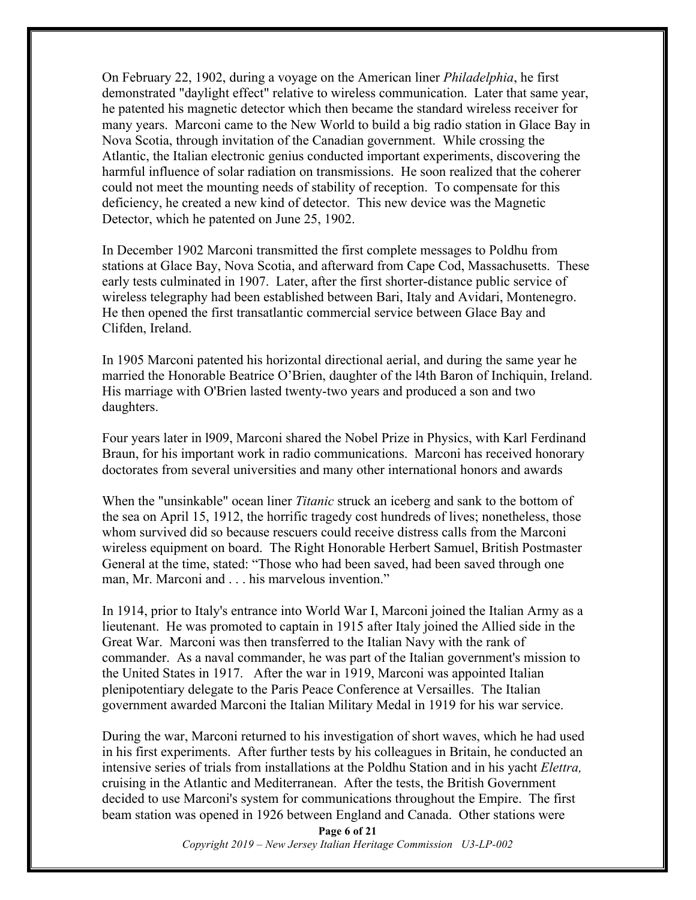On February 22, 1902, during a voyage on the American liner *Philadelphia*, he first demonstrated "daylight effect" relative to wireless communication. Later that same year, he patented his magnetic detector which then became the standard wireless receiver for many years. Marconi came to the New World to build a big radio station in Glace Bay in Nova Scotia, through invitation of the Canadian government. While crossing the Atlantic, the Italian electronic genius conducted important experiments, discovering the harmful influence of solar radiation on transmissions. He soon realized that the coherer could not meet the mounting needs of stability of reception. To compensate for this deficiency, he created a new kind of detector. This new device was the Magnetic Detector, which he patented on June 25, 1902.

In December 1902 Marconi transmitted the first complete messages to Poldhu from stations at Glace Bay, Nova Scotia, and afterward from Cape Cod, Massachusetts. These early tests culminated in 1907. Later, after the first shorter-distance public service of wireless telegraphy had been established between Bari, Italy and Avidari, Montenegro. He then opened the first transatlantic commercial service between Glace Bay and Clifden, Ireland.

In 1905 Marconi patented his horizontal directional aerial, and during the same year he married the Honorable Beatrice O'Brien, daughter of the l4th Baron of Inchiquin, Ireland. His marriage with O'Brien lasted twenty-two years and produced a son and two daughters.

Four years later in l909, Marconi shared the Nobel Prize in Physics, with Karl Ferdinand Braun, for his important work in radio communications. Marconi has received honorary doctorates from several universities and many other international honors and awards

When the "unsinkable" ocean liner *Titanic* struck an iceberg and sank to the bottom of the sea on April 15, 1912, the horrific tragedy cost hundreds of lives; nonetheless, those whom survived did so because rescuers could receive distress calls from the Marconi wireless equipment on board. The Right Honorable Herbert Samuel, British Postmaster General at the time, stated: "Those who had been saved, had been saved through one man, Mr. Marconi and . . . his marvelous invention."

In 1914, prior to Italy's entrance into World War I, Marconi joined the Italian Army as a lieutenant. He was promoted to captain in 1915 after Italy joined the Allied side in the Great War. Marconi was then transferred to the Italian Navy with the rank of commander. As a naval commander, he was part of the Italian government's mission to the United States in 1917. After the war in 1919, Marconi was appointed Italian plenipotentiary delegate to the Paris Peace Conference at Versailles. The Italian government awarded Marconi the Italian Military Medal in 1919 for his war service.

During the war, Marconi returned to his investigation of short waves, which he had used in his first experiments. After further tests by his colleagues in Britain, he conducted an intensive series of trials from installations at the Poldhu Station and in his yacht *Elettra,* cruising in the Atlantic and Mediterranean. After the tests, the British Government decided to use Marconi's system for communications throughout the Empire. The first beam station was opened in 1926 between England and Canada. Other stations were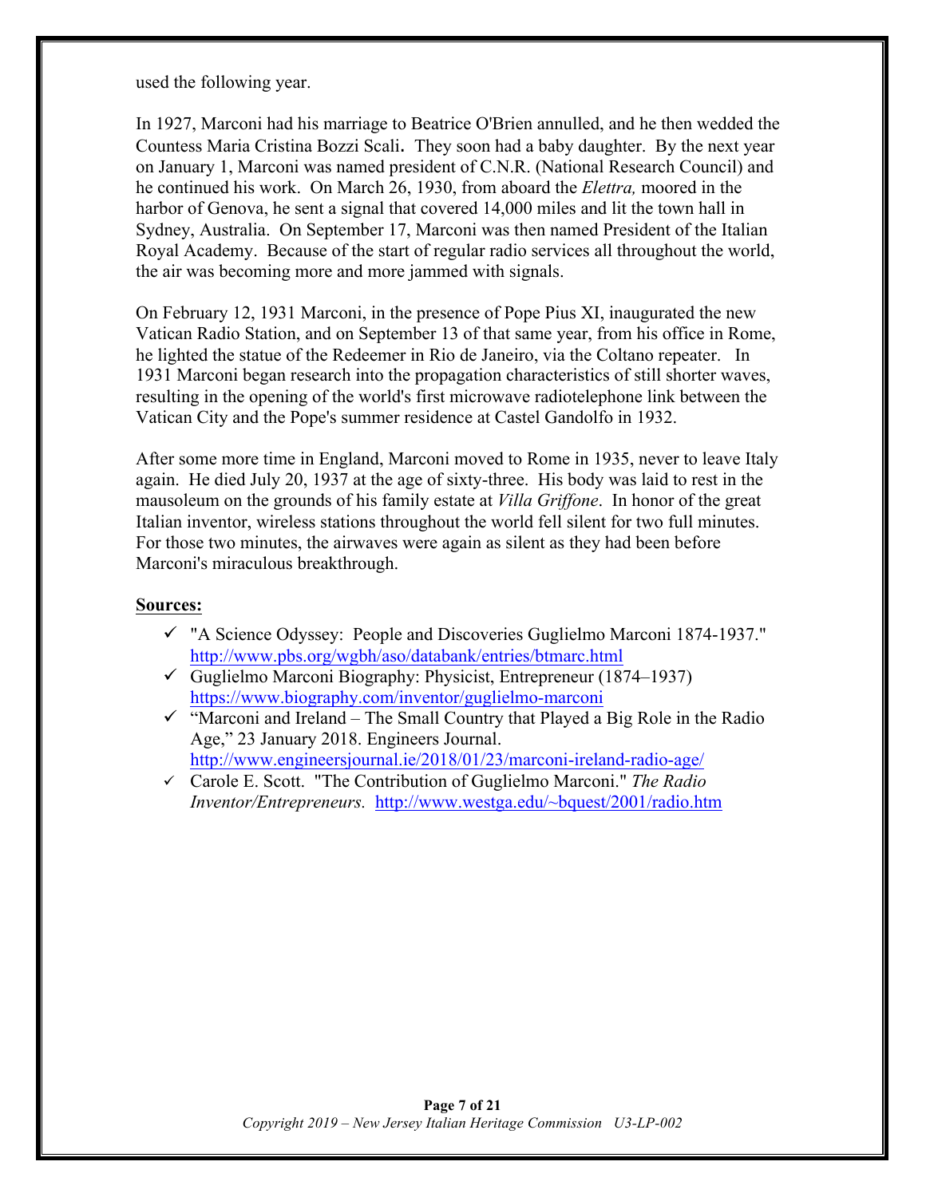used the following year.

In 1927, Marconi had his marriage to Beatrice O'Brien annulled, and he then wedded the Countess Maria Cristina Bozzi Scali**.** They soon had a baby daughter. By the next year on January 1, Marconi was named president of C.N.R. (National Research Council) and he continued his work. On March 26, 1930, from aboard the *Elettra,* moored in the harbor of Genova, he sent a signal that covered 14,000 miles and lit the town hall in Sydney, Australia. On September 17, Marconi was then named President of the Italian Royal Academy. Because of the start of regular radio services all throughout the world, the air was becoming more and more jammed with signals.

On February 12, 1931 Marconi, in the presence of Pope Pius XI, inaugurated the new Vatican Radio Station, and on September 13 of that same year, from his office in Rome, he lighted the statue of the Redeemer in Rio de Janeiro, via the Coltano repeater. In 1931 Marconi began research into the propagation characteristics of still shorter waves, resulting in the opening of the world's first microwave radiotelephone link between the Vatican City and the Pope's summer residence at Castel Gandolfo in 1932.

After some more time in England, Marconi moved to Rome in 1935, never to leave Italy again. He died July 20, 1937 at the age of sixty-three. His body was laid to rest in the mausoleum on the grounds of his family estate at *Villa Griffone*. In honor of the great Italian inventor, wireless stations throughout the world fell silent for two full minutes. For those two minutes, the airwaves were again as silent as they had been before Marconi's miraculous breakthrough.

**Sources:**

- ✓ "A Science Odyssey: People and Discoveries Guglielmo Marconi 1874-1937." http://www.pbs.org/wgbh/aso/databank/entries/btmarc.html
- ✓ Guglielmo Marconi Biography: Physicist, Entrepreneur (1874–1937) https://www.biography.com/inventor/guglielmo-marconi
- ✓ "Marconi and Ireland – The Small Country that Played a Big Role in the Radio Age," 23 January 2018. Engineers Journal. http://www.engineersjournal.ie/2018/01/23/marconi-ireland-radio-age/
- ✓ Carole E. Scott. "The Contribution of Guglielmo Marconi." *The Radio Inventor/Entrepreneurs.* http://www.westga.edu/~bquest/2001/radio.htm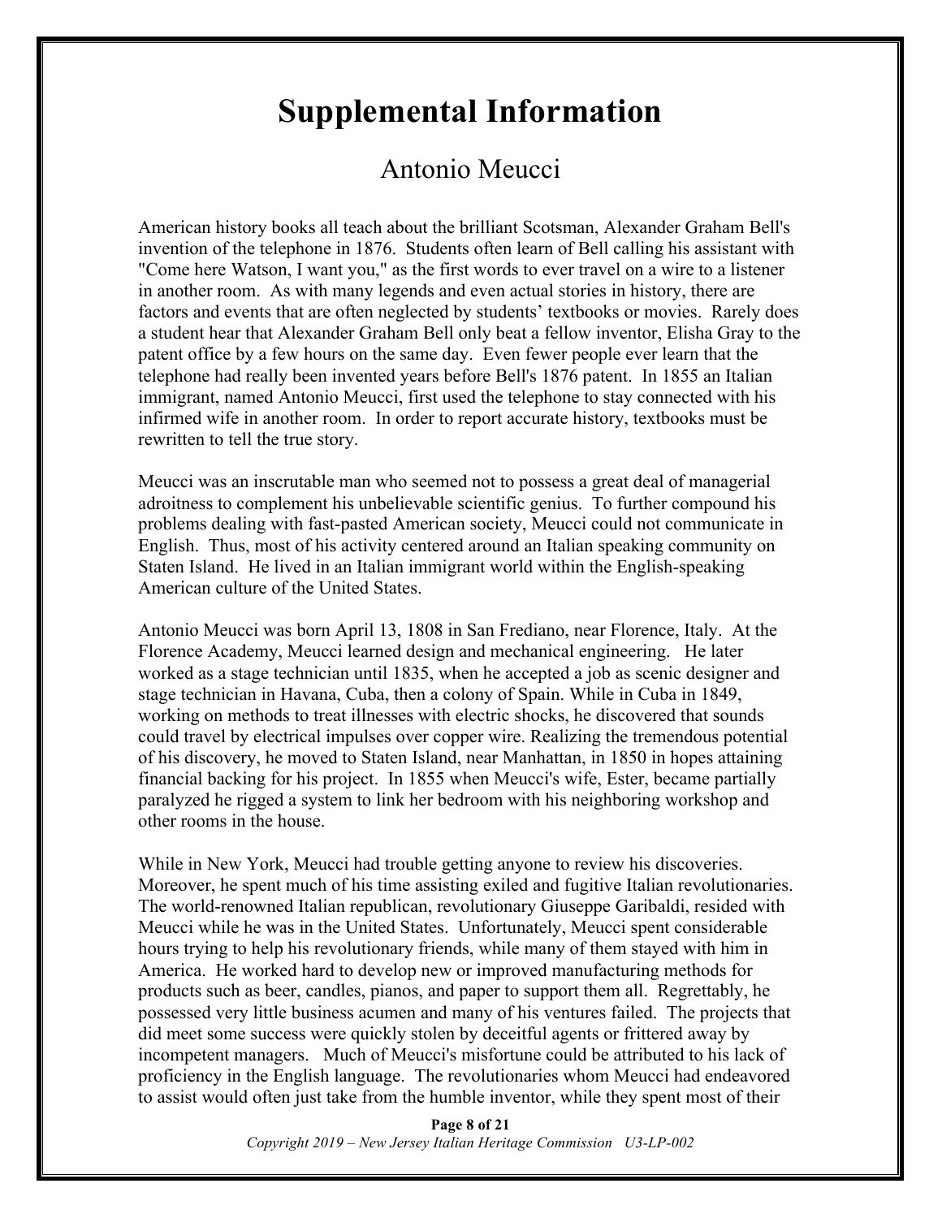# Supplemental Information

## Antonio Meucci

American history books all teach about the brilliant Scotsman, Alexander Graham Bell's invention of the telephone in 1876. Students often learn of Bell calling his assistant with "Come here Watson, I want you," as the first words to ever travel on a wire to a listener in another room. As with many legends and even actual stories in history, there are factors and events that are often neglected by students' textbooks or movies. Rarely does a student hear that Alexander Graham Bell only beat a fellow inventor, Elisha Gray to the patent office by a few hours on the same day. Even fewer people ever learn that the telephone had really been invented years before Bell's 1876 patent. In 1855 an Italian immigrant, named Antonio Meucci, first used the telephone to stay connected with his infirmed wife in another room. In order to report accurate history, textbooks must be rewritten to tell the true story.

Meucci was an inscrutable man who seemed not to possess a great deal of managerial adroitness to complement his unbelievable scientific genius. To further compound his problems dealing with fast-pasted American society, Meucci could not communicate in English. Thus, most of his activity centered around an Italian speaking community on Staten Island. He lived in an Italian immigrant world within the English-speaking American culture of the United States.

Antonio Meucci was born April 13, 1808 in San Frediano, near Florence, Italy. At the Florence Academy, Meucci learned design and mechanical engineering. He later worked as a stage technician until 1835, when he accepted a job as scenic designer and stage technician in Havana, Cuba, then a colony of Spain. While in Cuba in 1849, working on methods to treat illnesses with electric shocks, he discovered that sounds could travel by electrical impulses over copper wire. Realizing the tremendous potential of his discovery, he moved to Staten Island, near Manhattan, in 1850 in hopes attaining financial backing for his project. In 1855 when Meucci's wife, Ester, became partially paralyzed he rigged a system to link her bedroom with his neighboring workshop and other rooms in the house.

While in New York, Meucci had trouble getting anyone to review his discoveries. Moreover, he spent much of his time assisting exiled and fugitive Italian revolutionaries. The world-renowned Italian republican, revolutionary Giuseppe Garibaldi, resided with Meucci while he was in the United States. Unfortunately, Meucci spent considerable hours trying to help his revolutionary friends, while many of them stayed with him in America. He worked hard to develop new or improved manufacturing methods for products such as beer, candles, pianos, and paper to support them all. Regrettably, he possessed very little business acumen and many of his ventures failed. The projects that did meet some success were quickly stolen by deceitful agents or frittered away by incompetent managers. Much of Meucci's misfortune could be attributed to his lack of proficiency in the English language. The revolutionaries whom Meucci had endeavored to assist would often just take from the humble inventor, while they spent most of their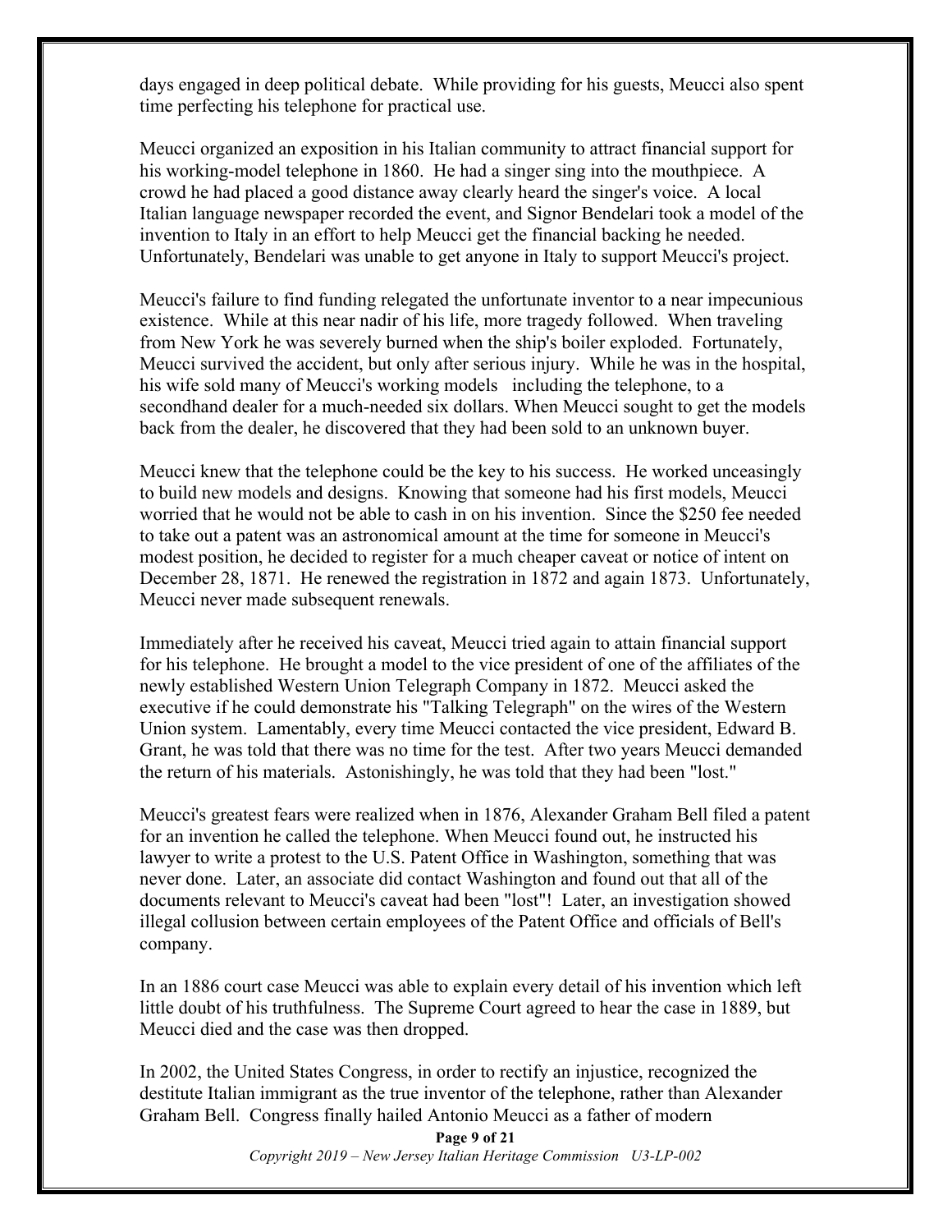days engaged in deep political debate. While providing for his guests, Meucci also spent time perfecting his telephone for practical use.

Meucci organized an exposition in his Italian community to attract financial support for his working-model telephone in 1860. He had a singer sing into the mouthpiece. A crowd he had placed a good distance away clearly heard the singer's voice. A local Italian language newspaper recorded the event, and Signor Bendelari took a model of the invention to Italy in an effort to help Meucci get the financial backing he needed. Unfortunately, Bendelari was unable to get anyone in Italy to support Meucci's project.

Meucci's failure to find funding relegated the unfortunate inventor to a near impecunious existence. While at this near nadir of his life, more tragedy followed. When traveling from New York he was severely burned when the ship's boiler exploded. Fortunately, Meucci survived the accident, but only after serious injury. While he was in the hospital, his wife sold many of Meucci's working models including the telephone, to a secondhand dealer for a much-needed six dollars. When Meucci sought to get the models back from the dealer, he discovered that they had been sold to an unknown buyer.

Meucci knew that the telephone could be the key to his success. He worked unceasingly to build new models and designs. Knowing that someone had his first models, Meucci worried that he would not be able to cash in on his invention. Since the $250 fee needed to take out a patent was an astronomical amount at the time for someone in Meucci's modest position, he decided to register for a much cheaper caveat or notice of intent on December 28, 1871. He renewed the registration in 1872 and again 1873. Unfortunately, Meucci never made subsequent renewals.

Immediately after he received his caveat, Meucci tried again to attain financial support for his telephone. He brought a model to the vice president of one of the affiliates of the newly established Western Union Telegraph Company in 1872. Meucci asked the executive if he could demonstrate his "Talking Telegraph" on the wires of the Western Union system. Lamentably, every time Meucci contacted the vice president, Edward B. Grant, he was told that there was no time for the test. After two years Meucci demanded the return of his materials. Astonishingly, he was told that they had been "lost."

Meucci's greatest fears were realized when in 1876, Alexander Graham Bell filed a patent for an invention he called the telephone. When Meucci found out, he instructed his lawyer to write a protest to the U.S. Patent Office in Washington, something that was never done. Later, an associate did contact Washington and found out that all of the documents relevant to Meucci's caveat had been "lost"! Later, an investigation showed illegal collusion between certain employees of the Patent Office and officials of Bell's company.

In an 1886 court case Meucci was able to explain every detail of his invention which left little doubt of his truthfulness. The Supreme Court agreed to hear the case in 1889, but Meucci died and the case was then dropped.

In 2002, the United States Congress, in order to rectify an injustice, recognized the destitute Italian immigrant as the true inventor of the telephone, rather than Alexander Graham Bell. Congress finally hailed Antonio Meucci as a father of modern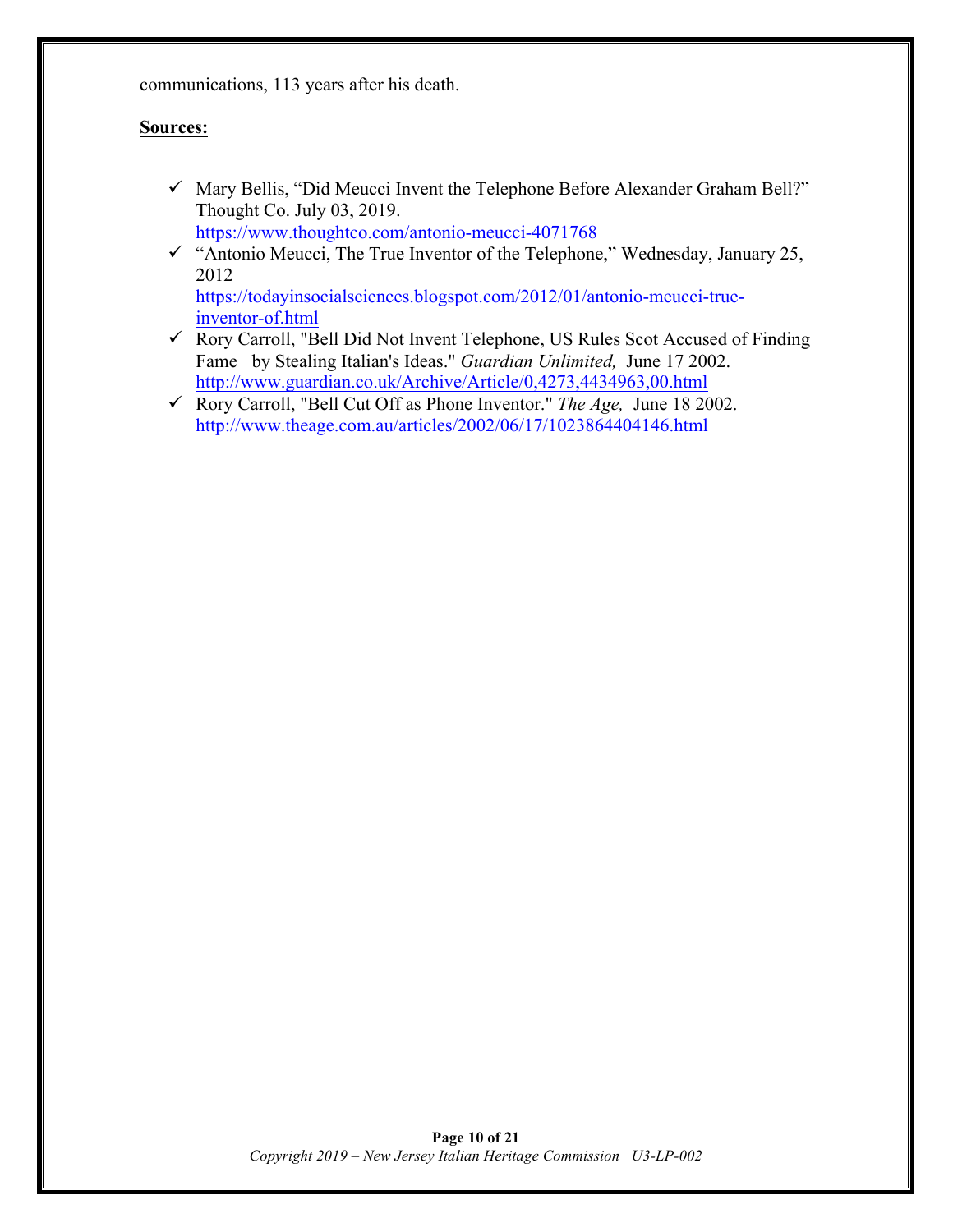communications, 113 years after his death.

**Sources:**

- ✓ Mary Bellis, "Did Meucci Invent the Telephone Before Alexander Graham Bell?" Thought Co. July 03, 2019.
  https://www.thoughtco.com/antonio-meucci-4071768
- ✓ "Antonio Meucci, The True Inventor of the Telephone," Wednesday, January 25, 2012
  https://todayinsocialsciences.blogspot.com/2012/01/antonio-meucci-true-inventor-of.html
- ✓ Rory Carroll, "Bell Did Not Invent Telephone, US Rules Scot Accused of Finding Fame by Stealing Italian's Ideas." *Guardian Unlimited,* June 17 2002.
  http://www.guardian.co.uk/Archive/Article/0,4273,4434963,00.html
- ✓ Rory Carroll, "Bell Cut Off as Phone Inventor." *The Age,* June 18 2002.
  http://www.theage.com.au/articles/2002/06/17/1023864404146.html

*Copyright 2019 – New Jersey Italian Heritage Commission U3-LP-002*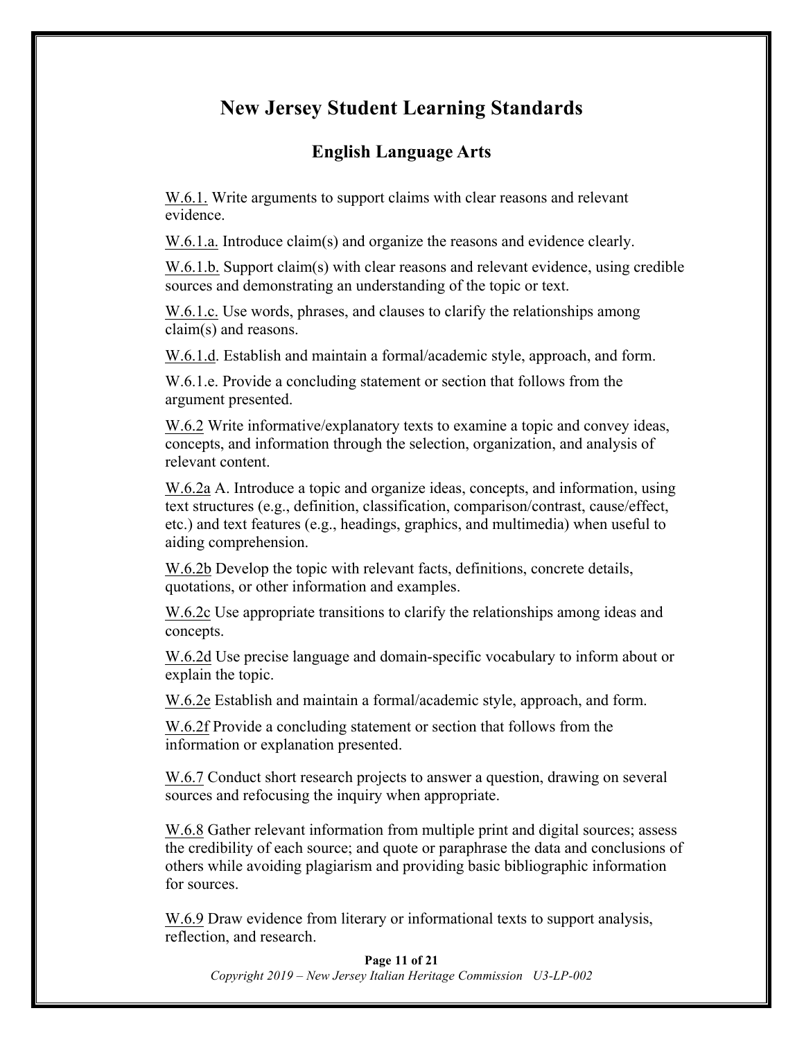# New Jersey Student Learning Standards

## English Language Arts

W.6.1. Write arguments to support claims with clear reasons and relevant evidence.

W.6.1.a. Introduce claim(s) and organize the reasons and evidence clearly.

W.6.1.b. Support claim(s) with clear reasons and relevant evidence, using credible sources and demonstrating an understanding of the topic or text.

W.6.1.c. Use words, phrases, and clauses to clarify the relationships among claim(s) and reasons.

W.6.1.d. Establish and maintain a formal/academic style, approach, and form.

W.6.1.e. Provide a concluding statement or section that follows from the argument presented.

W.6.2 Write informative/explanatory texts to examine a topic and convey ideas, concepts, and information through the selection, organization, and analysis of relevant content.

W.6.2a A. Introduce a topic and organize ideas, concepts, and information, using text structures (e.g., definition, classification, comparison/contrast, cause/effect, etc.) and text features (e.g., headings, graphics, and multimedia) when useful to aiding comprehension.

W.6.2b Develop the topic with relevant facts, definitions, concrete details, quotations, or other information and examples.

W.6.2c Use appropriate transitions to clarify the relationships among ideas and concepts.

W.6.2d Use precise language and domain-specific vocabulary to inform about or explain the topic.

W.6.2e Establish and maintain a formal/academic style, approach, and form.

W.6.2f Provide a concluding statement or section that follows from the information or explanation presented.

W.6.7 Conduct short research projects to answer a question, drawing on several sources and refocusing the inquiry when appropriate.

W.6.8 Gather relevant information from multiple print and digital sources; assess the credibility of each source; and quote or paraphrase the data and conclusions of others while avoiding plagiarism and providing basic bibliographic information for sources.

W.6.9 Draw evidence from literary or informational texts to support analysis, reflection, and research.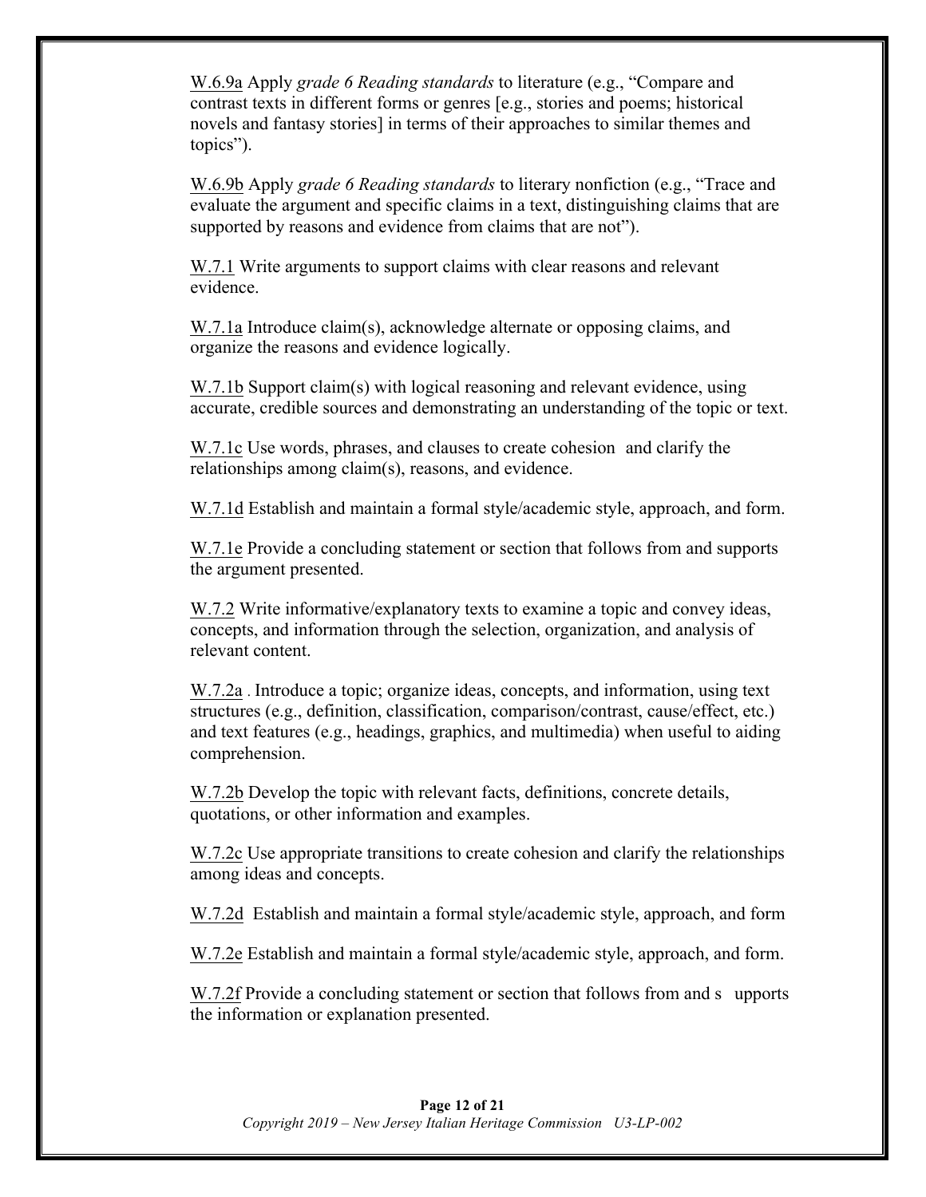W.6.9a Apply *grade 6 Reading standards* to literature (e.g., "Compare and contrast texts in different forms or genres [e.g., stories and poems; historical novels and fantasy stories] in terms of their approaches to similar themes and topics").

W.6.9b Apply *grade 6 Reading standards* to literary nonfiction (e.g., "Trace and evaluate the argument and specific claims in a text, distinguishing claims that are supported by reasons and evidence from claims that are not").

W.7.1 Write arguments to support claims with clear reasons and relevant evidence.

W.7.1a Introduce claim(s), acknowledge alternate or opposing claims, and organize the reasons and evidence logically.

W.7.1b Support claim(s) with logical reasoning and relevant evidence, using accurate, credible sources and demonstrating an understanding of the topic or text.

W.7.1c Use words, phrases, and clauses to create cohesion and clarify the relationships among claim(s), reasons, and evidence.

W.7.1d Establish and maintain a formal style/academic style, approach, and form.

W.7.1e Provide a concluding statement or section that follows from and supports the argument presented.

W.7.2 Write informative/explanatory texts to examine a topic and convey ideas, concepts, and information through the selection, organization, and analysis of relevant content.

W.7.2a . Introduce a topic; organize ideas, concepts, and information, using text structures (e.g., definition, classification, comparison/contrast, cause/effect, etc.) and text features (e.g., headings, graphics, and multimedia) when useful to aiding comprehension.

W.7.2b Develop the topic with relevant facts, definitions, concrete details, quotations, or other information and examples.

W.7.2c Use appropriate transitions to create cohesion and clarify the relationships among ideas and concepts.

W.7.2d Establish and maintain a formal style/academic style, approach, and form

W.7.2e Establish and maintain a formal style/academic style, approach, and form.

W.7.2f Provide a concluding statement or section that follows from and s upports the information or explanation presented.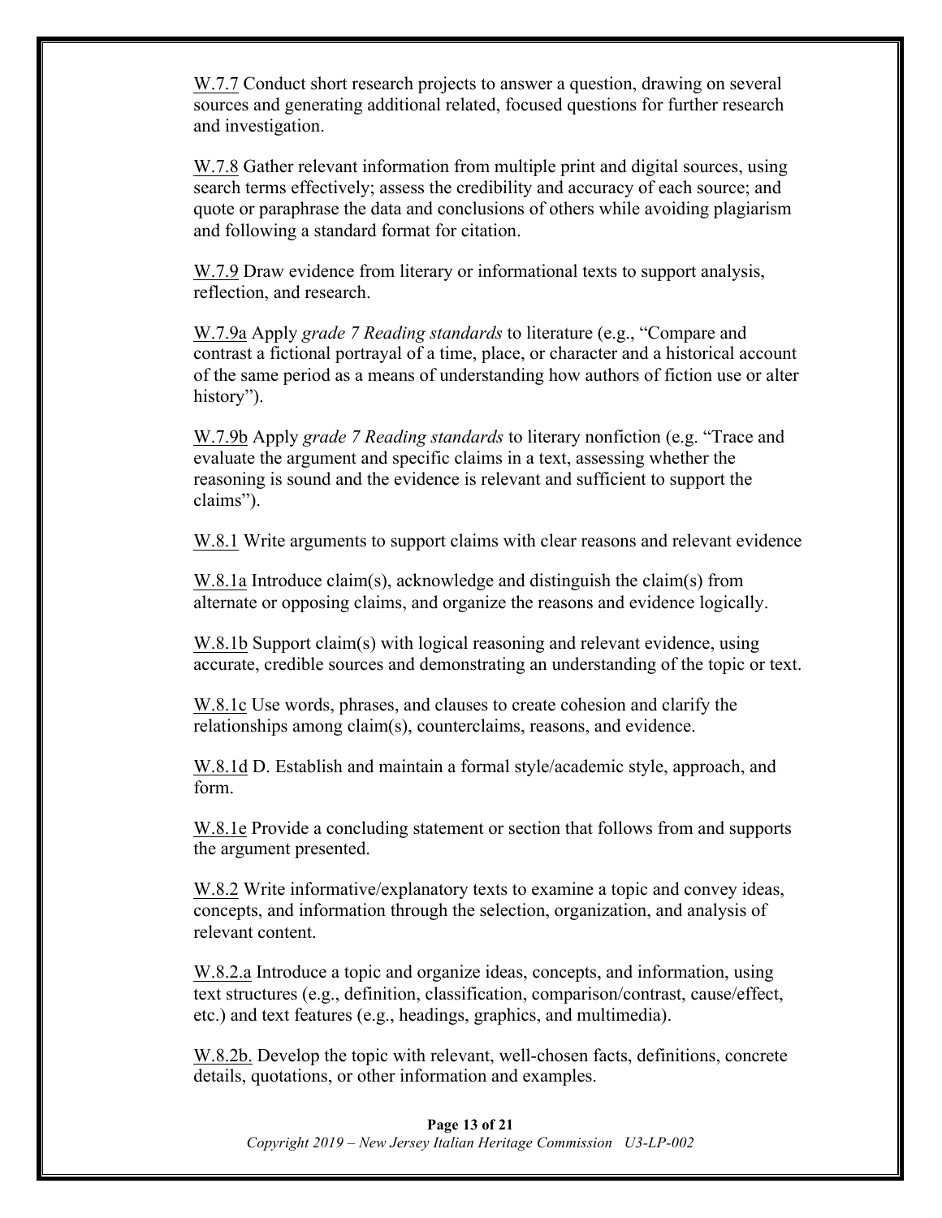W.7.7 Conduct short research projects to answer a question, drawing on several sources and generating additional related, focused questions for further research and investigation.

W.7.8 Gather relevant information from multiple print and digital sources, using search terms effectively; assess the credibility and accuracy of each source; and quote or paraphrase the data and conclusions of others while avoiding plagiarism and following a standard format for citation.

W.7.9 Draw evidence from literary or informational texts to support analysis, reflection, and research.

W.7.9a Apply *grade 7 Reading standards* to literature (e.g., "Compare and contrast a fictional portrayal of a time, place, or character and a historical account of the same period as a means of understanding how authors of fiction use or alter history").

W.7.9b Apply *grade 7 Reading standards* to literary nonfiction (e.g. "Trace and evaluate the argument and specific claims in a text, assessing whether the reasoning is sound and the evidence is relevant and sufficient to support the claims").

W.8.1 Write arguments to support claims with clear reasons and relevant evidence

W.8.1a Introduce claim(s), acknowledge and distinguish the claim(s) from alternate or opposing claims, and organize the reasons and evidence logically.

W.8.1b Support claim(s) with logical reasoning and relevant evidence, using accurate, credible sources and demonstrating an understanding of the topic or text.

W.8.1c Use words, phrases, and clauses to create cohesion and clarify the relationships among claim(s), counterclaims, reasons, and evidence.

W.8.1d D. Establish and maintain a formal style/academic style, approach, and form.

W.8.1e Provide a concluding statement or section that follows from and supports the argument presented.

W.8.2 Write informative/explanatory texts to examine a topic and convey ideas, concepts, and information through the selection, organization, and analysis of relevant content.

W.8.2.a Introduce a topic and organize ideas, concepts, and information, using text structures (e.g., definition, classification, comparison/contrast, cause/effect, etc.) and text features (e.g., headings, graphics, and multimedia).

W.8.2b. Develop the topic with relevant, well-chosen facts, definitions, concrete details, quotations, or other information and examples.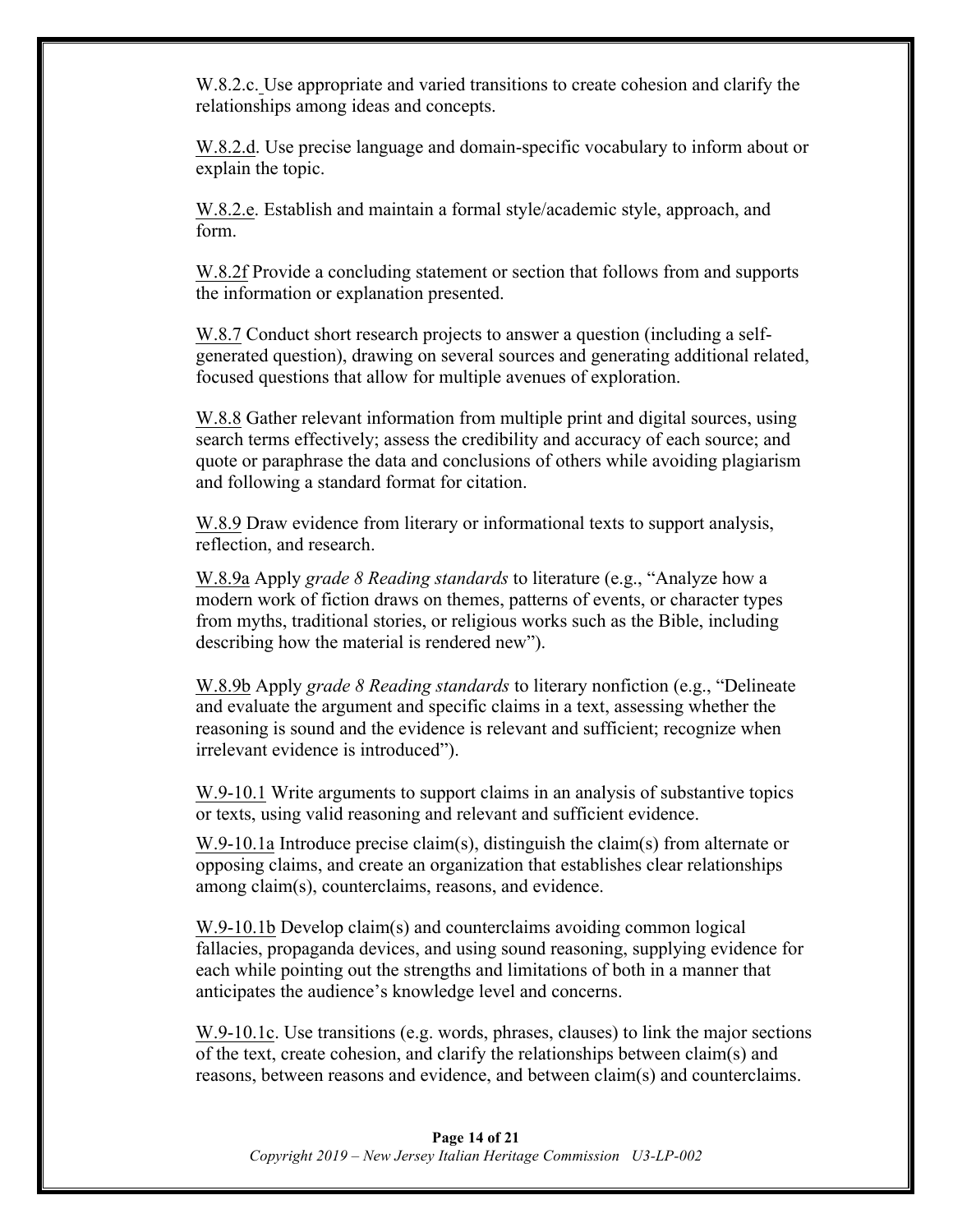W.8.2.c. Use appropriate and varied transitions to create cohesion and clarify the relationships among ideas and concepts.

W.8.2.d. Use precise language and domain-specific vocabulary to inform about or explain the topic.

W.8.2.e. Establish and maintain a formal style/academic style, approach, and form.

W.8.2f Provide a concluding statement or section that follows from and supports the information or explanation presented.

W.8.7 Conduct short research projects to answer a question (including a self-generated question), drawing on several sources and generating additional related, focused questions that allow for multiple avenues of exploration.

W.8.8 Gather relevant information from multiple print and digital sources, using search terms effectively; assess the credibility and accuracy of each source; and quote or paraphrase the data and conclusions of others while avoiding plagiarism and following a standard format for citation.

W.8.9 Draw evidence from literary or informational texts to support analysis, reflection, and research.

W.8.9a Apply *grade 8 Reading standards* to literature (e.g., "Analyze how a modern work of fiction draws on themes, patterns of events, or character types from myths, traditional stories, or religious works such as the Bible, including describing how the material is rendered new").

W.8.9b Apply *grade 8 Reading standards* to literary nonfiction (e.g., "Delineate and evaluate the argument and specific claims in a text, assessing whether the reasoning is sound and the evidence is relevant and sufficient; recognize when irrelevant evidence is introduced").

W.9-10.1 Write arguments to support claims in an analysis of substantive topics or texts, using valid reasoning and relevant and sufficient evidence.

W.9-10.1a Introduce precise claim(s), distinguish the claim(s) from alternate or opposing claims, and create an organization that establishes clear relationships among claim(s), counterclaims, reasons, and evidence.

W.9-10.1b Develop claim(s) and counterclaims avoiding common logical fallacies, propaganda devices, and using sound reasoning, supplying evidence for each while pointing out the strengths and limitations of both in a manner that anticipates the audience's knowledge level and concerns.

W.9-10.1c. Use transitions (e.g. words, phrases, clauses) to link the major sections of the text, create cohesion, and clarify the relationships between claim(s) and reasons, between reasons and evidence, and between claim(s) and counterclaims.

*Copyright 2019 – New Jersey Italian Heritage Commission U3-LP-002*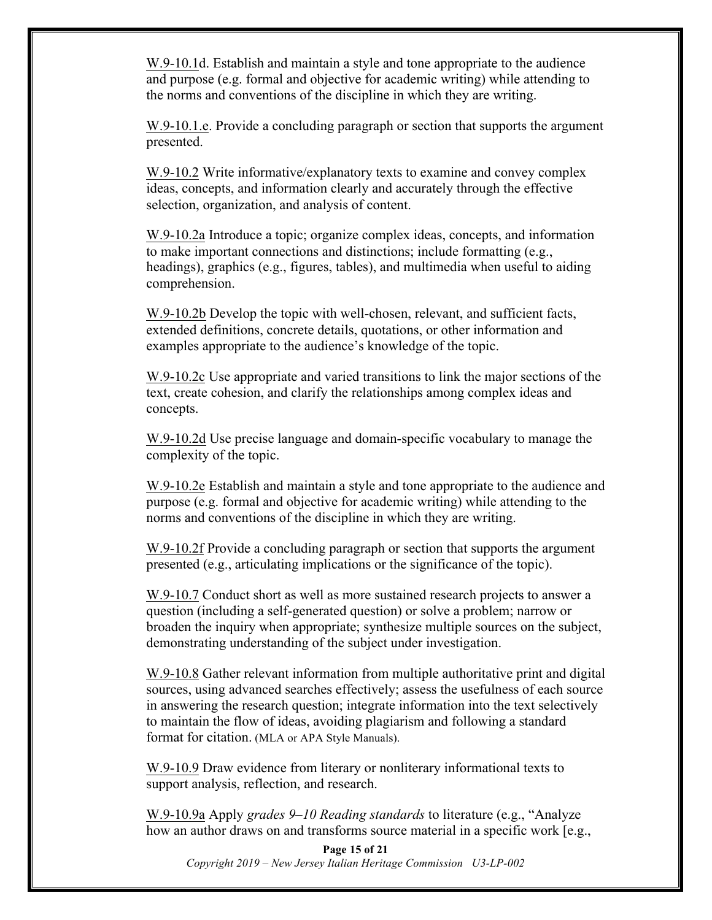W.9-10.1d. Establish and maintain a style and tone appropriate to the audience and purpose (e.g. formal and objective for academic writing) while attending to the norms and conventions of the discipline in which they are writing.

W.9-10.1.e. Provide a concluding paragraph or section that supports the argument presented.

W.9-10.2 Write informative/explanatory texts to examine and convey complex ideas, concepts, and information clearly and accurately through the effective selection, organization, and analysis of content.

W.9-10.2a Introduce a topic; organize complex ideas, concepts, and information to make important connections and distinctions; include formatting (e.g., headings), graphics (e.g., figures, tables), and multimedia when useful to aiding comprehension.

W.9-10.2b Develop the topic with well-chosen, relevant, and sufficient facts, extended definitions, concrete details, quotations, or other information and examples appropriate to the audience's knowledge of the topic.

W.9-10.2c Use appropriate and varied transitions to link the major sections of the text, create cohesion, and clarify the relationships among complex ideas and concepts.

W.9-10.2d Use precise language and domain-specific vocabulary to manage the complexity of the topic.

W.9-10.2e Establish and maintain a style and tone appropriate to the audience and purpose (e.g. formal and objective for academic writing) while attending to the norms and conventions of the discipline in which they are writing.

W.9-10.2f Provide a concluding paragraph or section that supports the argument presented (e.g., articulating implications or the significance of the topic).

W.9-10.7 Conduct short as well as more sustained research projects to answer a question (including a self-generated question) or solve a problem; narrow or broaden the inquiry when appropriate; synthesize multiple sources on the subject, demonstrating understanding of the subject under investigation.

W.9-10.8 Gather relevant information from multiple authoritative print and digital sources, using advanced searches effectively; assess the usefulness of each source in answering the research question; integrate information into the text selectively to maintain the flow of ideas, avoiding plagiarism and following a standard format for citation. (MLA or APA Style Manuals).

W.9-10.9 Draw evidence from literary or nonliterary informational texts to support analysis, reflection, and research.

W.9-10.9a Apply *grades 9–10 Reading standards* to literature (e.g., "Analyze how an author draws on and transforms source material in a specific work [e.g.,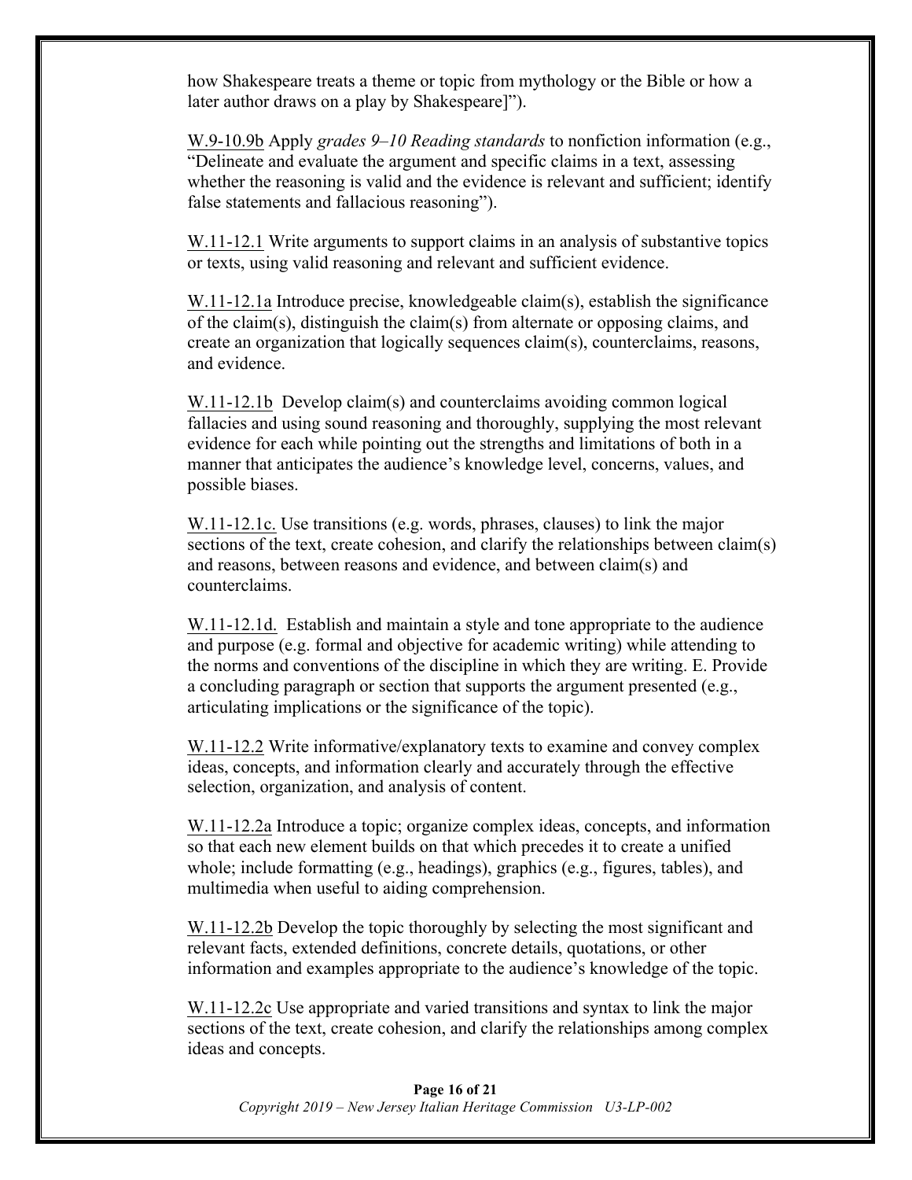how Shakespeare treats a theme or topic from mythology or the Bible or how a later author draws on a play by Shakespeare]").

W.9-10.9b Apply *grades 9–10 Reading standards* to nonfiction information (e.g., "Delineate and evaluate the argument and specific claims in a text, assessing whether the reasoning is valid and the evidence is relevant and sufficient; identify false statements and fallacious reasoning").

W.11-12.1 Write arguments to support claims in an analysis of substantive topics or texts, using valid reasoning and relevant and sufficient evidence.

W.11-12.1a Introduce precise, knowledgeable claim(s), establish the significance of the claim(s), distinguish the claim(s) from alternate or opposing claims, and create an organization that logically sequences claim(s), counterclaims, reasons, and evidence.

W.11-12.1b Develop claim(s) and counterclaims avoiding common logical fallacies and using sound reasoning and thoroughly, supplying the most relevant evidence for each while pointing out the strengths and limitations of both in a manner that anticipates the audience's knowledge level, concerns, values, and possible biases.

W.11-12.1c. Use transitions (e.g. words, phrases, clauses) to link the major sections of the text, create cohesion, and clarify the relationships between claim(s) and reasons, between reasons and evidence, and between claim(s) and counterclaims.

W.11-12.1d. Establish and maintain a style and tone appropriate to the audience and purpose (e.g. formal and objective for academic writing) while attending to the norms and conventions of the discipline in which they are writing. E. Provide a concluding paragraph or section that supports the argument presented (e.g., articulating implications or the significance of the topic).

W.11-12.2 Write informative/explanatory texts to examine and convey complex ideas, concepts, and information clearly and accurately through the effective selection, organization, and analysis of content.

W.11-12.2a Introduce a topic; organize complex ideas, concepts, and information so that each new element builds on that which precedes it to create a unified whole; include formatting (e.g., headings), graphics (e.g., figures, tables), and multimedia when useful to aiding comprehension.

W.11-12.2b Develop the topic thoroughly by selecting the most significant and relevant facts, extended definitions, concrete details, quotations, or other information and examples appropriate to the audience's knowledge of the topic.

W.11-12.2c Use appropriate and varied transitions and syntax to link the major sections of the text, create cohesion, and clarify the relationships among complex ideas and concepts.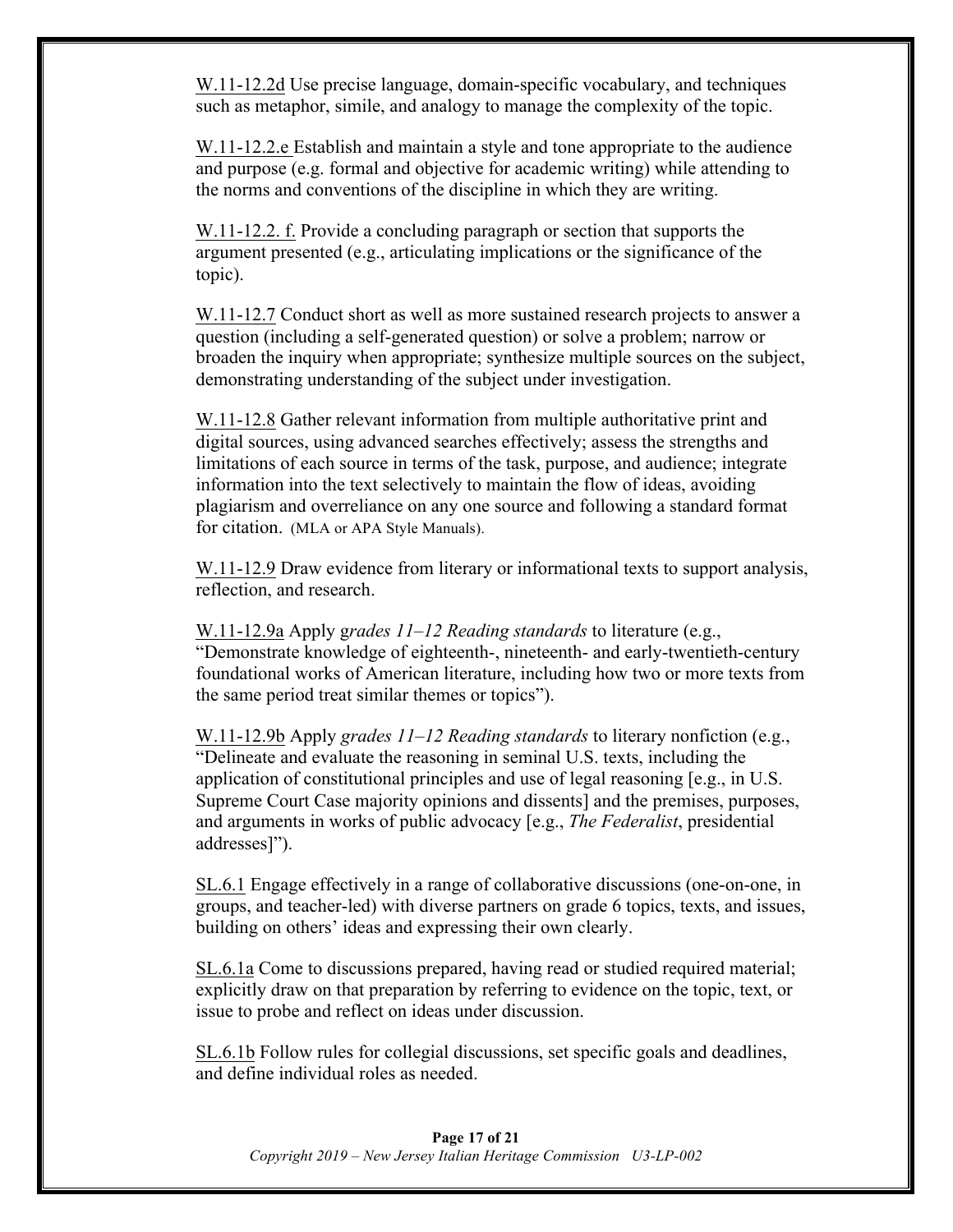W.11-12.2d Use precise language, domain-specific vocabulary, and techniques such as metaphor, simile, and analogy to manage the complexity of the topic.

W.11-12.2.e Establish and maintain a style and tone appropriate to the audience and purpose (e.g. formal and objective for academic writing) while attending to the norms and conventions of the discipline in which they are writing.

W.11-12.2. f. Provide a concluding paragraph or section that supports the argument presented (e.g., articulating implications or the significance of the topic).

W.11-12.7 Conduct short as well as more sustained research projects to answer a question (including a self-generated question) or solve a problem; narrow or broaden the inquiry when appropriate; synthesize multiple sources on the subject, demonstrating understanding of the subject under investigation.

W.11-12.8 Gather relevant information from multiple authoritative print and digital sources, using advanced searches effectively; assess the strengths and limitations of each source in terms of the task, purpose, and audience; integrate information into the text selectively to maintain the flow of ideas, avoiding plagiarism and overreliance on any one source and following a standard format for citation. (MLA or APA Style Manuals).

W.11-12.9 Draw evidence from literary or informational texts to support analysis, reflection, and research.

W.11-12.9a Apply g*rades 11–12 Reading standards* to literature (e.g., "Demonstrate knowledge of eighteenth-, nineteenth- and early-twentieth-century foundational works of American literature, including how two or more texts from the same period treat similar themes or topics").

W.11-12.9b Apply *grades 11–12 Reading standards* to literary nonfiction (e.g., "Delineate and evaluate the reasoning in seminal U.S. texts, including the application of constitutional principles and use of legal reasoning [e.g., in U.S. Supreme Court Case majority opinions and dissents] and the premises, purposes, and arguments in works of public advocacy [e.g., *The Federalist*, presidential addresses]").

SL.6.1 Engage effectively in a range of collaborative discussions (one-on-one, in groups, and teacher-led) with diverse partners on grade 6 topics, texts, and issues, building on others' ideas and expressing their own clearly.

SL.6.1a Come to discussions prepared, having read or studied required material; explicitly draw on that preparation by referring to evidence on the topic, text, or issue to probe and reflect on ideas under discussion.

SL.6.1b Follow rules for collegial discussions, set specific goals and deadlines, and define individual roles as needed.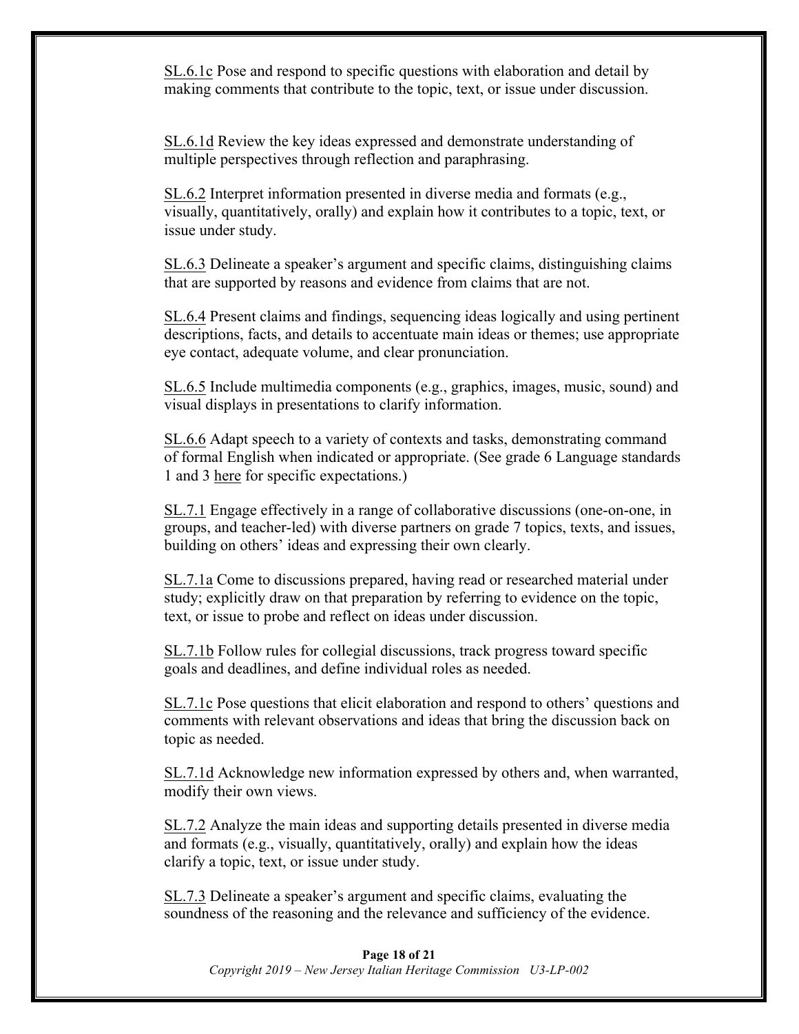SL.6.1c Pose and respond to specific questions with elaboration and detail by making comments that contribute to the topic, text, or issue under discussion.

SL.6.1d Review the key ideas expressed and demonstrate understanding of multiple perspectives through reflection and paraphrasing.

SL.6.2 Interpret information presented in diverse media and formats (e.g., visually, quantitatively, orally) and explain how it contributes to a topic, text, or issue under study.

SL.6.3 Delineate a speaker's argument and specific claims, distinguishing claims that are supported by reasons and evidence from claims that are not.

SL.6.4 Present claims and findings, sequencing ideas logically and using pertinent descriptions, facts, and details to accentuate main ideas or themes; use appropriate eye contact, adequate volume, and clear pronunciation.

SL.6.5 Include multimedia components (e.g., graphics, images, music, sound) and visual displays in presentations to clarify information.

SL.6.6 Adapt speech to a variety of contexts and tasks, demonstrating command of formal English when indicated or appropriate. (See grade 6 Language standards 1 and 3 here for specific expectations.)

SL.7.1 Engage effectively in a range of collaborative discussions (one-on-one, in groups, and teacher-led) with diverse partners on grade 7 topics, texts, and issues, building on others' ideas and expressing their own clearly.

SL.7.1a Come to discussions prepared, having read or researched material under study; explicitly draw on that preparation by referring to evidence on the topic, text, or issue to probe and reflect on ideas under discussion.

SL.7.1b Follow rules for collegial discussions, track progress toward specific goals and deadlines, and define individual roles as needed.

SL.7.1c Pose questions that elicit elaboration and respond to others' questions and comments with relevant observations and ideas that bring the discussion back on topic as needed.

SL.7.1d Acknowledge new information expressed by others and, when warranted, modify their own views.

SL.7.2 Analyze the main ideas and supporting details presented in diverse media and formats (e.g., visually, quantitatively, orally) and explain how the ideas clarify a topic, text, or issue under study.

SL.7.3 Delineate a speaker's argument and specific claims, evaluating the soundness of the reasoning and the relevance and sufficiency of the evidence.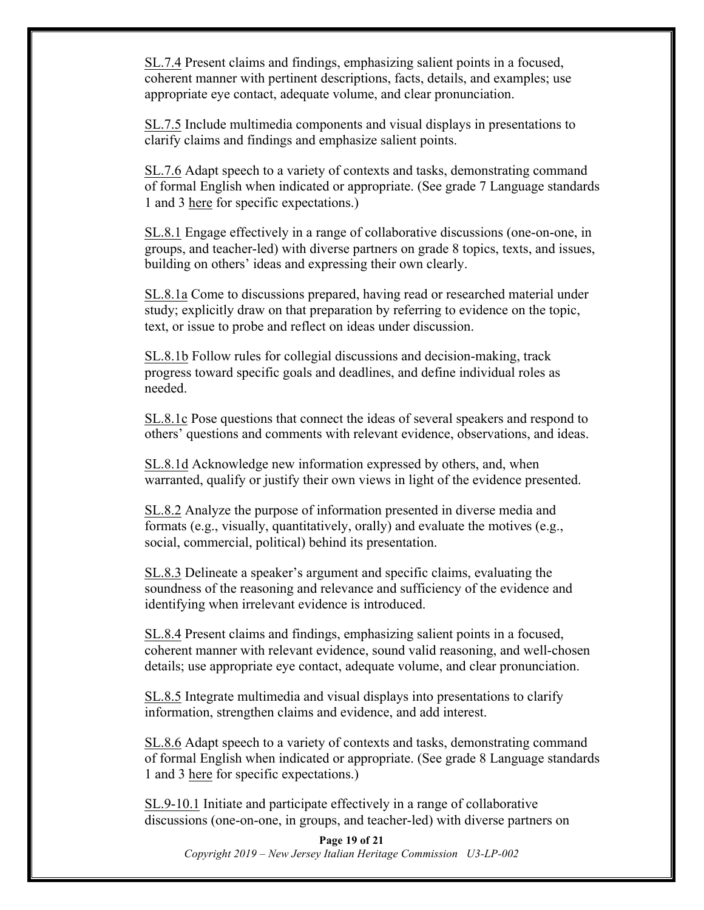SL.7.4 Present claims and findings, emphasizing salient points in a focused, coherent manner with pertinent descriptions, facts, details, and examples; use appropriate eye contact, adequate volume, and clear pronunciation.

SL.7.5 Include multimedia components and visual displays in presentations to clarify claims and findings and emphasize salient points.

SL.7.6 Adapt speech to a variety of contexts and tasks, demonstrating command of formal English when indicated or appropriate. (See grade 7 Language standards 1 and 3 here for specific expectations.)

SL.8.1 Engage effectively in a range of collaborative discussions (one-on-one, in groups, and teacher-led) with diverse partners on grade 8 topics, texts, and issues, building on others' ideas and expressing their own clearly.

SL.8.1a Come to discussions prepared, having read or researched material under study; explicitly draw on that preparation by referring to evidence on the topic, text, or issue to probe and reflect on ideas under discussion.

SL.8.1b Follow rules for collegial discussions and decision-making, track progress toward specific goals and deadlines, and define individual roles as needed.

SL.8.1c Pose questions that connect the ideas of several speakers and respond to others' questions and comments with relevant evidence, observations, and ideas.

SL.8.1d Acknowledge new information expressed by others, and, when warranted, qualify or justify their own views in light of the evidence presented.

SL.8.2 Analyze the purpose of information presented in diverse media and formats (e.g., visually, quantitatively, orally) and evaluate the motives (e.g., social, commercial, political) behind its presentation.

SL.8.3 Delineate a speaker's argument and specific claims, evaluating the soundness of the reasoning and relevance and sufficiency of the evidence and identifying when irrelevant evidence is introduced.

SL.8.4 Present claims and findings, emphasizing salient points in a focused, coherent manner with relevant evidence, sound valid reasoning, and well-chosen details; use appropriate eye contact, adequate volume, and clear pronunciation.

SL.8.5 Integrate multimedia and visual displays into presentations to clarify information, strengthen claims and evidence, and add interest.

SL.8.6 Adapt speech to a variety of contexts and tasks, demonstrating command of formal English when indicated or appropriate. (See grade 8 Language standards 1 and 3 here for specific expectations.)

SL.9-10.1 Initiate and participate effectively in a range of collaborative discussions (one-on-one, in groups, and teacher-led) with diverse partners on

*Copyright 2019 – New Jersey Italian Heritage Commission U3-LP-002*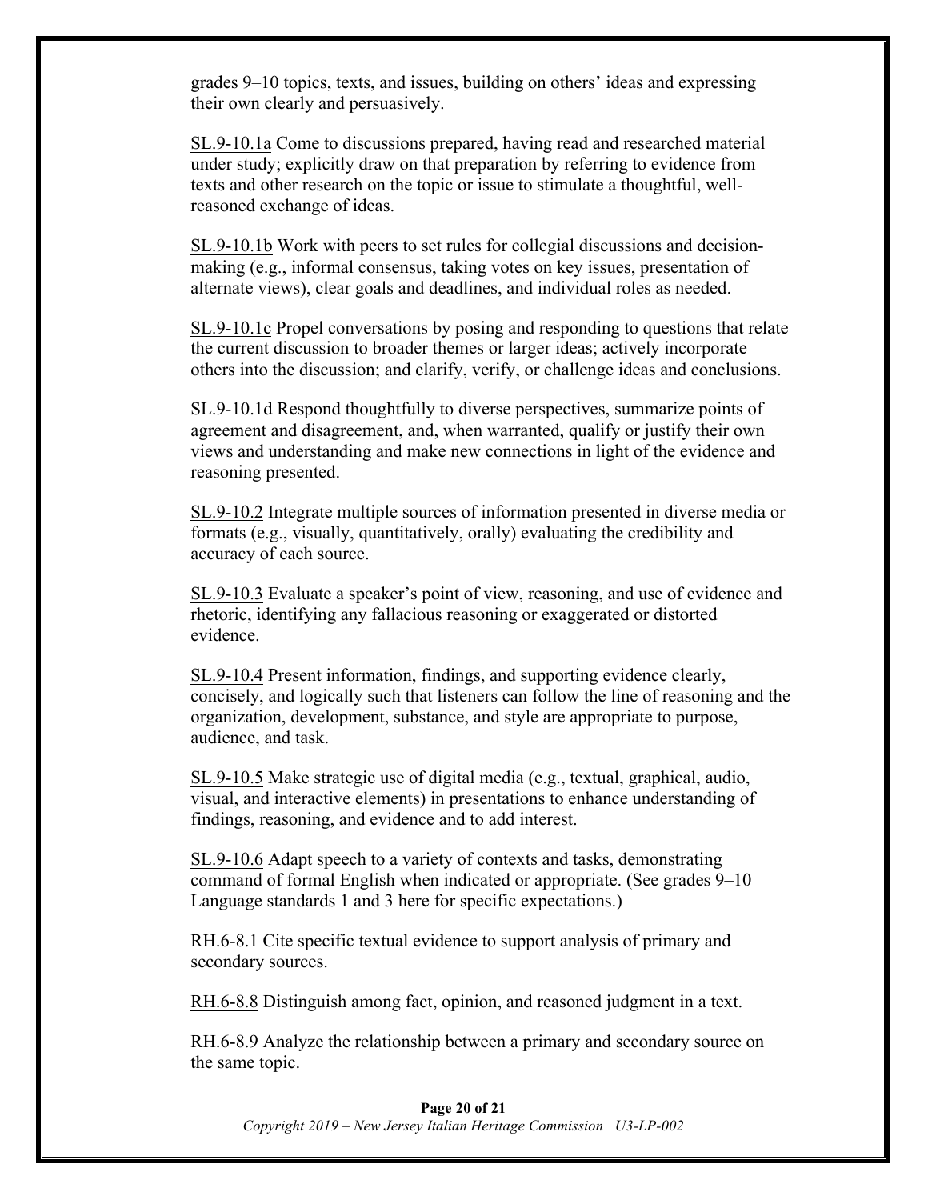grades 9–10 topics, texts, and issues, building on others' ideas and expressing their own clearly and persuasively.

SL.9-10.1a Come to discussions prepared, having read and researched material under study; explicitly draw on that preparation by referring to evidence from texts and other research on the topic or issue to stimulate a thoughtful, well-reasoned exchange of ideas.

SL.9-10.1b Work with peers to set rules for collegial discussions and decision-making (e.g., informal consensus, taking votes on key issues, presentation of alternate views), clear goals and deadlines, and individual roles as needed.

SL.9-10.1c Propel conversations by posing and responding to questions that relate the current discussion to broader themes or larger ideas; actively incorporate others into the discussion; and clarify, verify, or challenge ideas and conclusions.

SL.9-10.1d Respond thoughtfully to diverse perspectives, summarize points of agreement and disagreement, and, when warranted, qualify or justify their own views and understanding and make new connections in light of the evidence and reasoning presented.

SL.9-10.2 Integrate multiple sources of information presented in diverse media or formats (e.g., visually, quantitatively, orally) evaluating the credibility and accuracy of each source.

SL.9-10.3 Evaluate a speaker's point of view, reasoning, and use of evidence and rhetoric, identifying any fallacious reasoning or exaggerated or distorted evidence.

SL.9-10.4 Present information, findings, and supporting evidence clearly, concisely, and logically such that listeners can follow the line of reasoning and the organization, development, substance, and style are appropriate to purpose, audience, and task.

SL.9-10.5 Make strategic use of digital media (e.g., textual, graphical, audio, visual, and interactive elements) in presentations to enhance understanding of findings, reasoning, and evidence and to add interest.

SL.9-10.6 Adapt speech to a variety of contexts and tasks, demonstrating command of formal English when indicated or appropriate. (See grades 9–10 Language standards 1 and 3 here for specific expectations.)

RH.6-8.1 Cite specific textual evidence to support analysis of primary and secondary sources.

RH.6-8.8 Distinguish among fact, opinion, and reasoned judgment in a text.

RH.6-8.9 Analyze the relationship between a primary and secondary source on the same topic.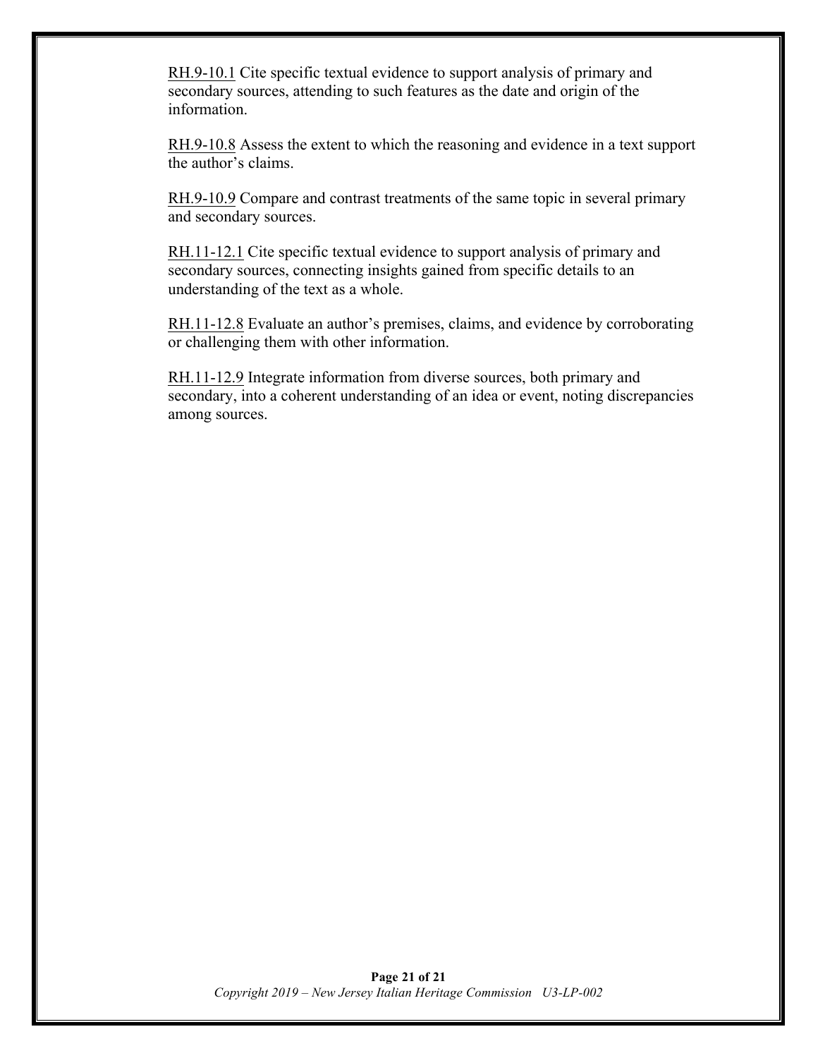RH.9-10.1 Cite specific textual evidence to support analysis of primary and secondary sources, attending to such features as the date and origin of the information.

RH.9-10.8 Assess the extent to which the reasoning and evidence in a text support the author's claims.

RH.9-10.9 Compare and contrast treatments of the same topic in several primary and secondary sources.

RH.11-12.1 Cite specific textual evidence to support analysis of primary and secondary sources, connecting insights gained from specific details to an understanding of the text as a whole.

RH.11-12.8 Evaluate an author's premises, claims, and evidence by corroborating or challenging them with other information.

RH.11-12.9 Integrate information from diverse sources, both primary and secondary, into a coherent understanding of an idea or event, noting discrepancies among sources.